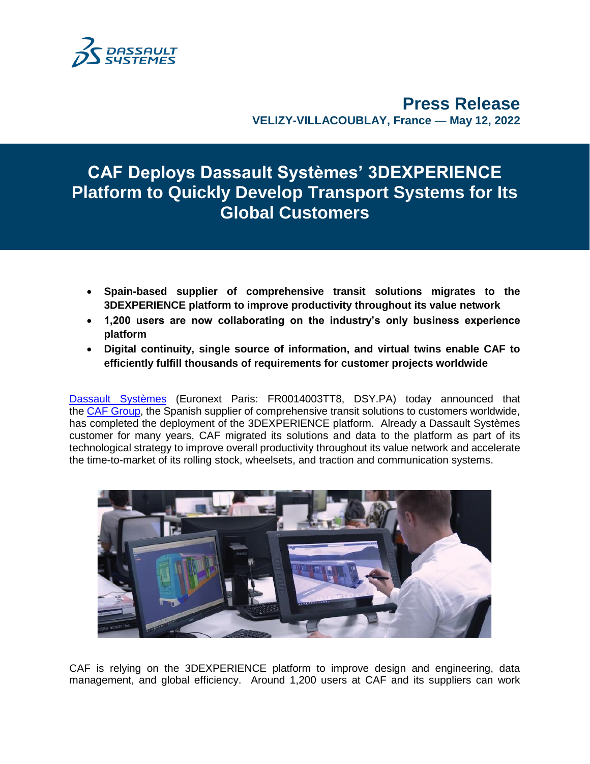# Press Release

**VELIZY-VILLACOUBLAY, France — May 12, 2022**

## CAF Deploys Dassault Systèmes' 3DEXPERIENCE Platform to Quickly Develop Transport Systems for Its Global Customers

- **Spain-based supplier of comprehensive transit solutions migrates to the 3DEXPERIENCE platform to improve productivity throughout its value network**
- **1,200 users are now collaborating on the industry's only business experience platform**
- **Digital continuity, single source of information, and virtual twins enable CAF to efficiently fulfill thousands of requirements for customer projects worldwide**

Dassault Systèmes (Euronext Paris: FR0014003TT8, DSY.PA) today announced that the CAF Group, the Spanish supplier of comprehensive transit solutions to customers worldwide, has completed the deployment of the 3DEXPERIENCE platform. Already a Dassault Systèmes customer for many years, CAF migrated its solutions and data to the platform as part of its technological strategy to improve overall productivity throughout its value network and accelerate the time-to-market of its rolling stock, wheelsets, and traction and communication systems.

CAF is relying on the 3DEXPERIENCE platform to improve design and engineering, data management, and global efficiency. Around 1,200 users at CAF and its suppliers can work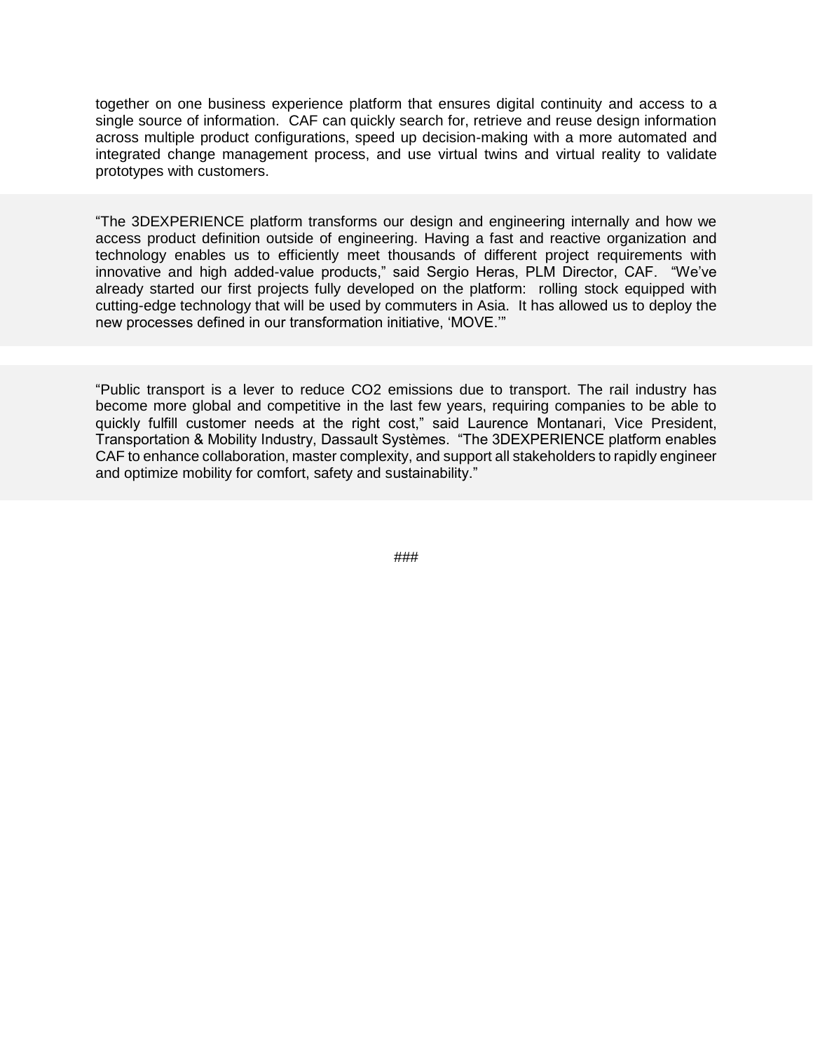together on one business experience platform that ensures digital continuity and access to a single source of information. CAF can quickly search for, retrieve and reuse design information across multiple product configurations, speed up decision-making with a more automated and integrated change management process, and use virtual twins and virtual reality to validate prototypes with customers.

"The 3DEXPERIENCE platform transforms our design and engineering internally and how we access product definition outside of engineering. Having a fast and reactive organization and technology enables us to efficiently meet thousands of different project requirements with innovative and high added-value products," said Sergio Heras, PLM Director, CAF. "We've already started our first projects fully developed on the platform: rolling stock equipped with cutting-edge technology that will be used by commuters in Asia. It has allowed us to deploy the new processes defined in our transformation initiative, 'MOVE.'"

"Public transport is a lever to reduce CO2 emissions due to transport. The rail industry has become more global and competitive in the last few years, requiring companies to be able to quickly fulfill customer needs at the right cost," said Laurence Montanari, Vice President, Transportation & Mobility Industry, Dassault Systèmes. "The 3DEXPERIENCE platform enables CAF to enhance collaboration, master complexity, and support all stakeholders to rapidly engineer and optimize mobility for comfort, safety and sustainability."

###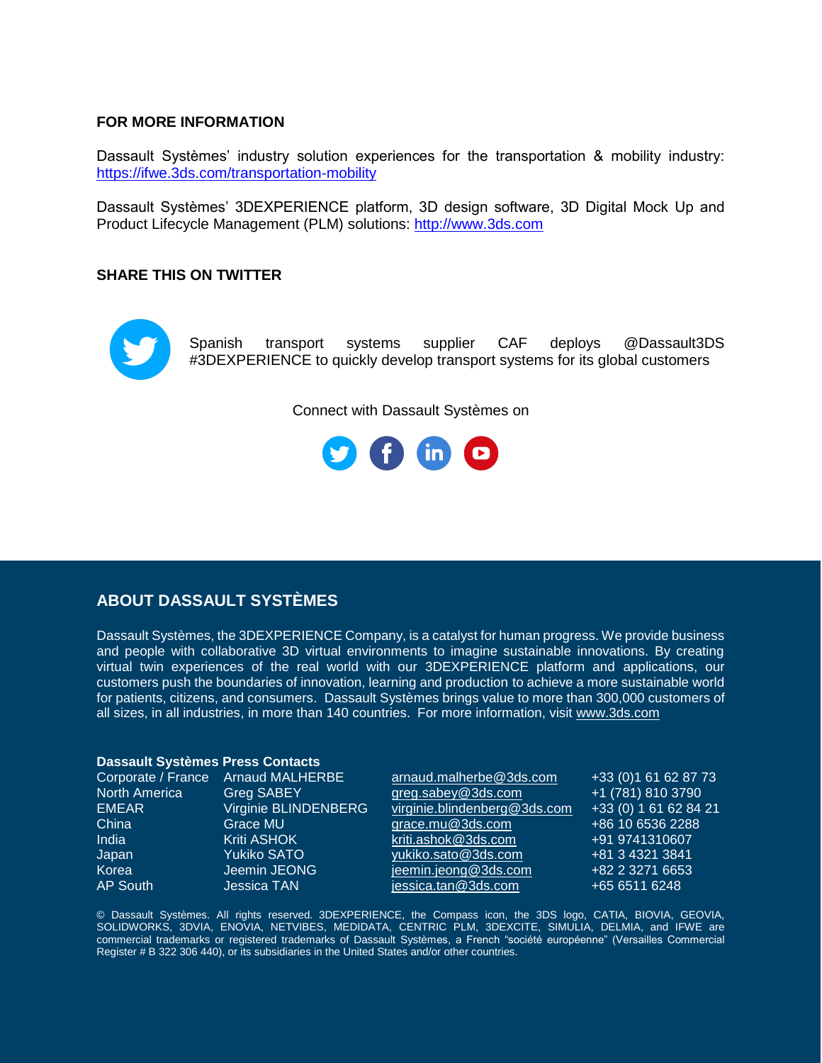**FOR MORE INFORMATION**

Dassault Systèmes' industry solution experiences for the transportation & mobility industry: https://ifwe.3ds.com/transportation-mobility

Dassault Systèmes' 3DEXPERIENCE platform, 3D design software, 3D Digital Mock Up and Product Lifecycle Management (PLM) solutions: http://www.3ds.com

**SHARE THIS ON TWITTER**

Spanish transport systems supplier CAF deploys @Dassault3DS #3DEXPERIENCE to quickly develop transport systems for its global customers

Connect with Dassault Systèmes on

## ABOUT DASSAULT SYSTÈMES

Dassault Systèmes, the 3DEXPERIENCE Company, is a catalyst for human progress. We provide business and people with collaborative 3D virtual environments to imagine sustainable innovations. By creating virtual twin experiences of the real world with our 3DEXPERIENCE platform and applications, our customers push the boundaries of innovation, learning and production to achieve a more sustainable world for patients, citizens, and consumers. Dassault Systèmes brings value to more than 300,000 customers of all sizes, in all industries, in more than 140 countries. For more information, visit www.3ds.com

**Dassault Systèmes Press Contacts**

| | | | |
|---|---|---|---|
| Corporate / France | Arnaud MALHERBE | arnaud.malherbe@3ds.com | +33 (0)1 61 62 87 73 |
| North America | Greg SABEY | greg.sabey@3ds.com | +1 (781) 810 3790 |
| EMEAR | Virginie BLINDENBERG | virginie.blindenberg@3ds.com | +33 (0) 1 61 62 84 21 |
| China | Grace MU | grace.mu@3ds.com | +86 10 6536 2288 |
| India | Kriti ASHOK | kriti.ashok@3ds.com | +91 9741310607 |
| Japan | Yukiko SATO | yukiko.sato@3ds.com | +81 3 4321 3841 |
| Korea | Jeemin JEONG | jeemin.jeong@3ds.com | +82 2 3271 6653 |
| AP South | Jessica TAN | jessica.tan@3ds.com | +65 6511 6248 |

© Dassault Systèmes. All rights reserved. 3DEXPERIENCE, the Compass icon, the 3DS logo, CATIA, BIOVIA, GEOVIA, SOLIDWORKS, 3DVIA, ENOVIA, NETVIBES, MEDIDATA, CENTRIC PLM, 3DEXCITE, SIMULIA, DELMIA, and IFWE are commercial trademarks or registered trademarks of Dassault Systèmes, a French "société européenne" (Versailles Commercial Register # B 322 306 440), or its subsidiaries in the United States and/or other countries.